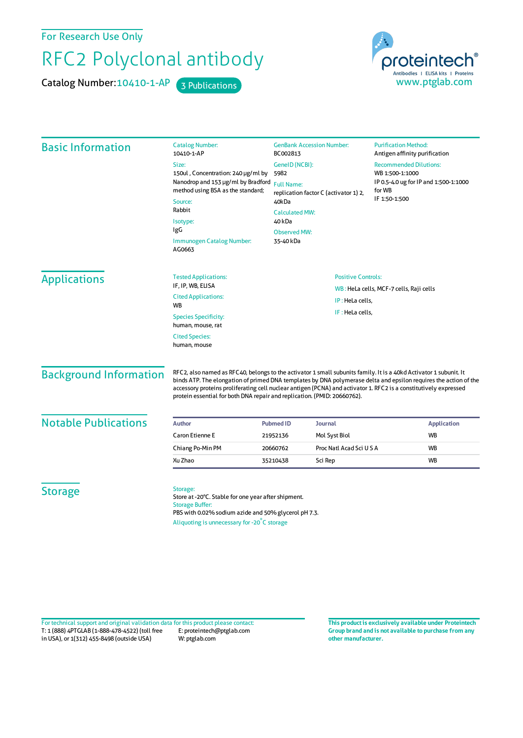For Research Use Only

# RFC2 Polyclonal antibody

**Catalog Number:** 10410-1-AP    3 Publications

proteintech® Antibodies | ELISA kits | Proteins
www.ptglab.com

## Basic Information

**Catalog Number:**
10410-1-AP

**Size:**
150ul , Concentration: 240 μg/ml by Nanodrop and 153 μg/ml by Bradford method using BSA as the standard;

**Source:**
Rabbit

**Isotype:**
IgG

**Immunogen Catalog Number:**
AG0663

**GenBank Accession Number:**
BC002813

**GeneID (NCBI):**
5982

**Full Name:**
replication factor C (activator 1) 2, 40kDa

**Calculated MW:**
40 kDa

**Observed MW:**
35-40 kDa

**Purification Method:**
Antigen affinity purification

**Recommended Dilutions:**
WB 1:500-1:1000
IP 0.5-4.0 ug for IP and 1:500-1:1000 for WB
IF 1:50-1:500

## Applications

**Tested Applications:**
IF, IP, WB, ELISA

**Cited Applications:**
WB

**Species Specificity:**
human, mouse, rat

**Cited Species:**
human, mouse

**Positive Controls:**

WB : HeLa cells, MCF-7 cells, Raji cells

IP : HeLa cells,

IF : HeLa cells,

## Background Information

RFC2, also named as RFC40, belongs to the activator 1 small subunits family. It is a 40kD Activator 1 subunit. It binds ATP. The elongation of primed DNA templates by DNA polymerase delta and epsilon requires the action of the accessory proteins proliferating cell nuclear antigen (PCNA) and activator 1. RFC2 is a constitutively expressed protein essential for both DNA repair and replication. (PMID: 20660762).

## Notable Publications

| Author | Pubmed ID | Journal | Application |
|---|---|---|---|
| Caron Etienne E | 21952136 | Mol Syst Biol | WB |
| Chiang Po-Min PM | 20660762 | Proc Natl Acad Sci U S A | WB |
| Xu Zhao | 35210438 | Sci Rep | WB |

## Storage

**Storage:**
Store at -20°C. Stable for one year after shipment.

**Storage Buffer:**
PBS with 0.02% sodium azide and 50% glycerol pH 7.3.

Aliquoting is unnecessary for -20°C storage

For technical support and original validation data for this product please contact:
T: 1 (888) 4PTGLAB (1-888-478-4522) (toll free in USA), or 1(312) 455-8498 (outside USA)
E: proteintech@ptglab.com
W: ptglab.com

**This product is exclusively available under Proteintech Group brand and is not available to purchase from any other manufacturer.**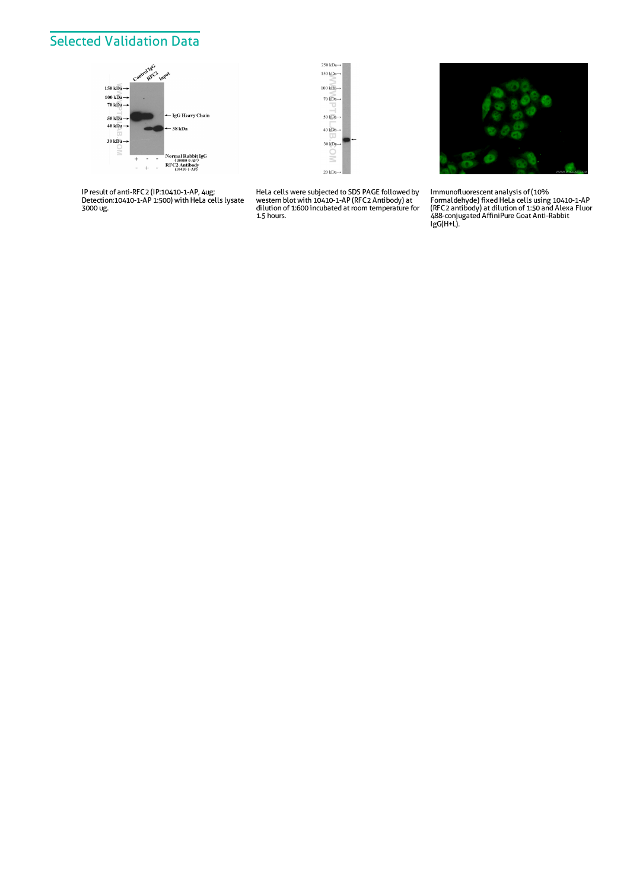## Selected Validation Data

Control IgG
RFC2
Input

150 kDa→
100 kDa→
70 kDa→
50 kDa→
40 kDa→
30 kDa→

← IgG Heavy Chain
← 38 kDa

Normal Rabbit IgG (30000-0-AP) + - -
RFC2 Antibody (10410-1-AP) - + -

IP result of anti-RFC2 (IP:10410-1-AP, 4ug; Detection:10410-1-AP 1:500) with HeLa cells lysate 3000 ug.

250 kDa→
150 kDa→
100 kDa→
70 kDa→
50 kDa→
40 kDa→
30 kDa→
20 kDa→

HeLa cells were subjected to SDS PAGE followed by western blot with 10410-1-AP (RFC2 Antibody) at dilution of 1:600 incubated at room temperature for 1.5 hours.

Immunofluorescent analysis of (10% Formaldehyde) fixed HeLa cells using 10410-1-AP (RFC2 antibody) at dilution of 1:50 and Alexa Fluor 488-conjugated AffiniPure Goat Anti-Rabbit IgG(H+L).